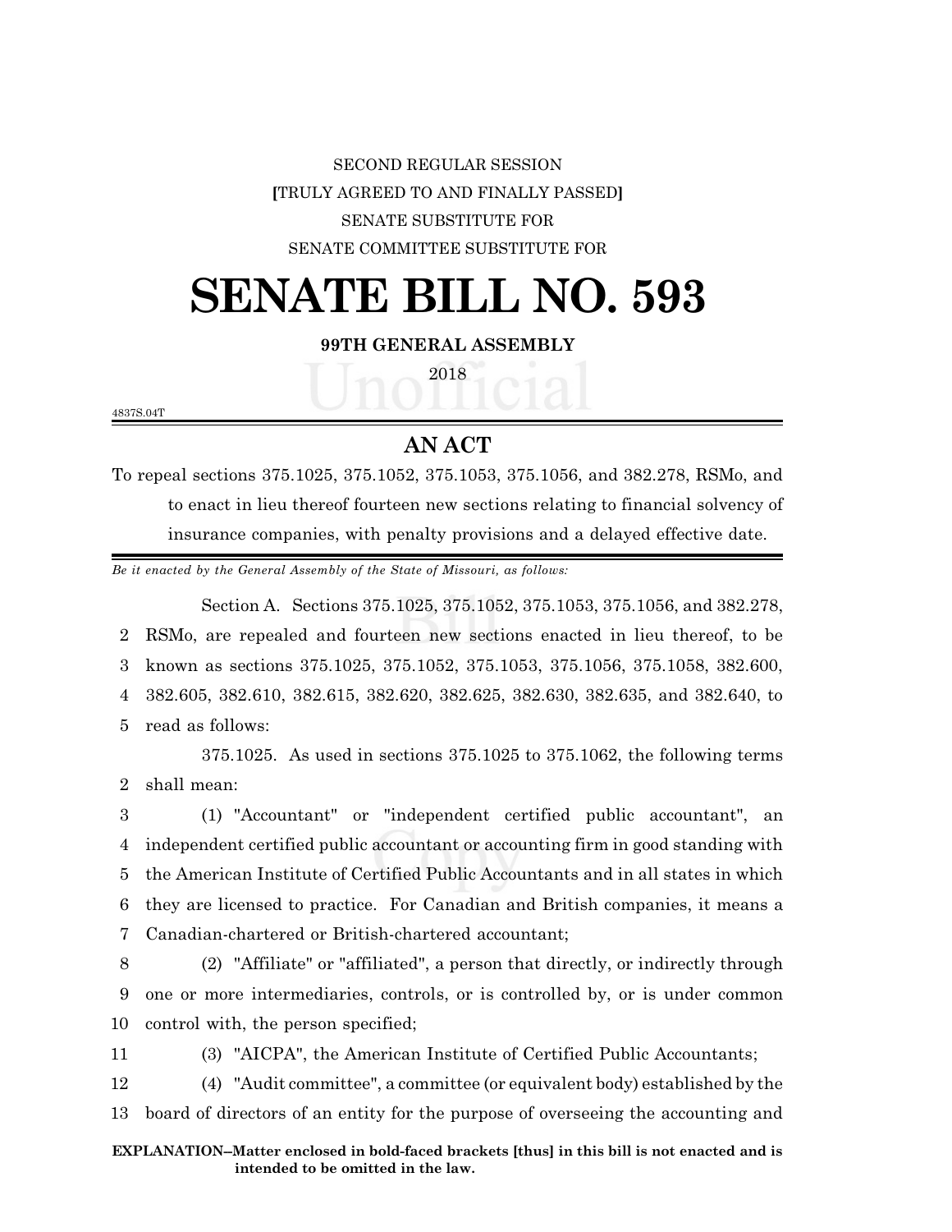SECOND REGULAR SESSION

**[**TRUTHFULLY AGREED TO AND FINALLY PASSED**]**

SENATE SUBSTITUTE FOR

SENATE COMMITTEE SUBSTITUTE FOR

# SENATE BILL NO. 593

**99TH GENERAL ASSEMBLY**

2018

4837S.04T

## AN ACT

To repeal sections 375.1025, 375.1052, 375.1053, 375.1056, and 382.278, RSMo, and to enact in lieu thereof fourteen new sections relating to financial solvency of insurance companies, with penalty provisions and a delayed effective date.

*Be it enacted by the General Assembly of the State of Missouri, as follows:*

Section A. Sections 375.1025, 375.1052, 375.1053, 375.1056, and 382.278, RSMo, are repealed and fourteen new sections enacted in lieu thereof, to be known as sections 375.1025, 375.1052, 375.1053, 375.1056, 375.1058, 382.600, 382.605, 382.610, 382.615, 382.620, 382.625, 382.630, 382.635, and 382.640, to read as follows:

375.1025. As used in sections 375.1025 to 375.1062, the following terms shall mean:

(1) "Accountant" or "independent certified public accountant", an independent certified public accountant or accounting firm in good standing with the American Institute of Certified Public Accountants and in all states in which they are licensed to practice. For Canadian and British companies, it means a Canadian-chartered or British-chartered accountant;

(2) "Affiliate" or "affiliated", a person that directly, or indirectly through one or more intermediaries, controls, or is controlled by, or is under common control with, the person specified;

(3) "AICPA", the American Institute of Certified Public Accountants;

(4) "Audit committee", a committee (or equivalent body) established by the board of directors of an entity for the purpose of overseeing the accounting and

**EXPLANATION--Matter enclosed in bold-faced brackets [thus] in this bill is not enacted and is intended to be omitted in the law.**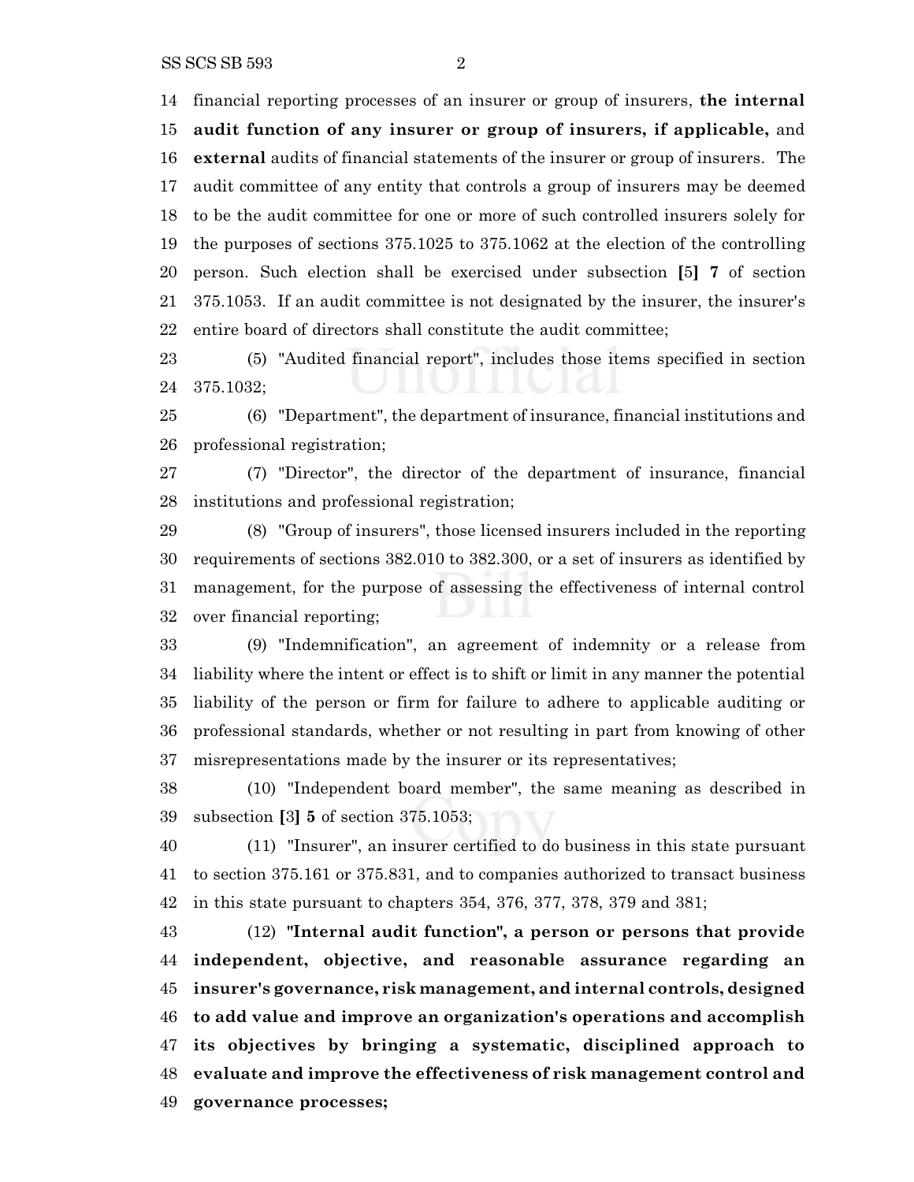financial reporting processes of an insurer or group of insurers, **the internal audit function of any insurer or group of insurers, if applicable,** and **external** audits of financial statements of the insurer or group of insurers. The audit committee of any entity that controls a group of insurers may be deemed to be the audit committee for one or more of such controlled insurers solely for the purposes of sections 375.1025 to 375.1062 at the election of the controlling person. Such election shall be exercised under subsection [5] **7** of section 375.1053. If an audit committee is not designated by the insurer, the insurer's entire board of directors shall constitute the audit committee;

(5) "Audited financial report", includes those items specified in section 375.1032;

(6) "Department", the department of insurance, financial institutions and professional registration;

(7) "Director", the director of the department of insurance, financial institutions and professional registration;

(8) "Group of insurers", those licensed insurers included in the reporting requirements of sections 382.010 to 382.300, or a set of insurers as identified by management, for the purpose of assessing the effectiveness of internal control over financial reporting;

(9) "Indemnification", an agreement of indemnity or a release from liability where the intent or effect is to shift or limit in any manner the potential liability of the person or firm for failure to adhere to applicable auditing or professional standards, whether or not resulting in part from knowing of other misrepresentations made by the insurer or its representatives;

(10) "Independent board member", the same meaning as described in subsection [3] **5** of section 375.1053;

(11) "Insurer", an insurer certified to do business in this state pursuant to section 375.161 or 375.831, and to companies authorized to transact business in this state pursuant to chapters 354, 376, 377, 378, 379 and 381;

(12) **"Internal audit function", a person or persons that provide independent, objective, and reasonable assurance regarding an insurer's governance, risk management, and internal controls, designed to add value and improve an organization's operations and accomplish its objectives by bringing a systematic, disciplined approach to evaluate and improve the effectiveness of risk management control and governance processes;**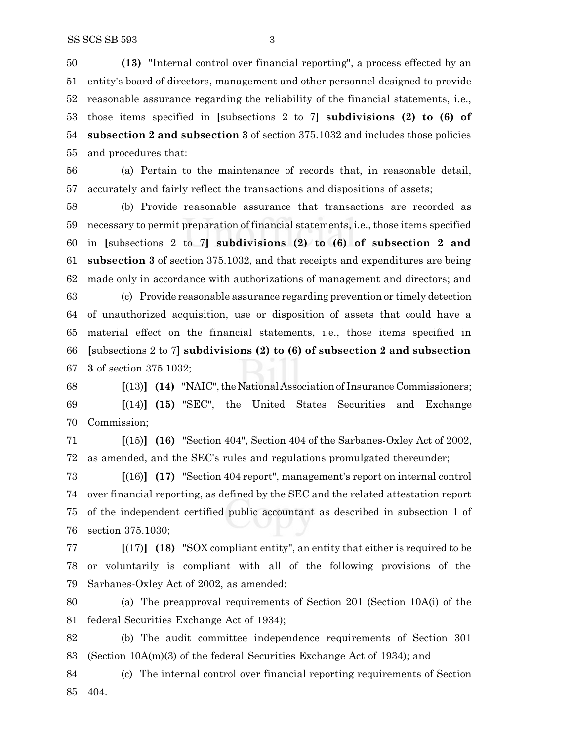**(13)** "Internal control over financial reporting", a process effected by an entity's board of directors, management and other personnel designed to provide reasonable assurance regarding the reliability of the financial statements, i.e., those items specified in [subsections 2 to 7] **subdivisions (2) to (6) of subsection 2 and subsection 3** of section 375.1032 and includes those policies and procedures that:

(a) Pertain to the maintenance of records that, in reasonable detail, accurately and fairly reflect the transactions and dispositions of assets;

(b) Provide reasonable assurance that transactions are recorded as necessary to permit preparation of financial statements, i.e., those items specified in [subsections 2 to 7] **subdivisions (2) to (6) of subsection 2 and subsection 3** of section 375.1032, and that receipts and expenditures are being made only in accordance with authorizations of management and directors; and

(c) Provide reasonable assurance regarding prevention or timely detection of unauthorized acquisition, use or disposition of assets that could have a material effect on the financial statements, i.e., those items specified in [subsections 2 to 7] **subdivisions (2) to (6) of subsection 2 and subsection 3** of section 375.1032;

[(13)] **(14)** "NAIC", the National Association of Insurance Commissioners;

[(14)] **(15)** "SEC", the United States Securities and Exchange Commission;

[(15)] **(16)** "Section 404", Section 404 of the Sarbanes-Oxley Act of 2002, as amended, and the SEC's rules and regulations promulgated thereunder;

[(16)] **(17)** "Section 404 report", management's report on internal control over financial reporting, as defined by the SEC and the related attestation report of the independent certified public accountant as described in subsection 1 of section 375.1030;

[(17)] **(18)** "SOX compliant entity", an entity that either is required to be or voluntarily is compliant with all of the following provisions of the Sarbanes-Oxley Act of 2002, as amended:

(a) The preapproval requirements of Section 201 (Section 10A(i) of the federal Securities Exchange Act of 1934);

(b) The audit committee independence requirements of Section 301 (Section 10A(m)(3) of the federal Securities Exchange Act of 1934); and

(c) The internal control over financial reporting requirements of Section 404.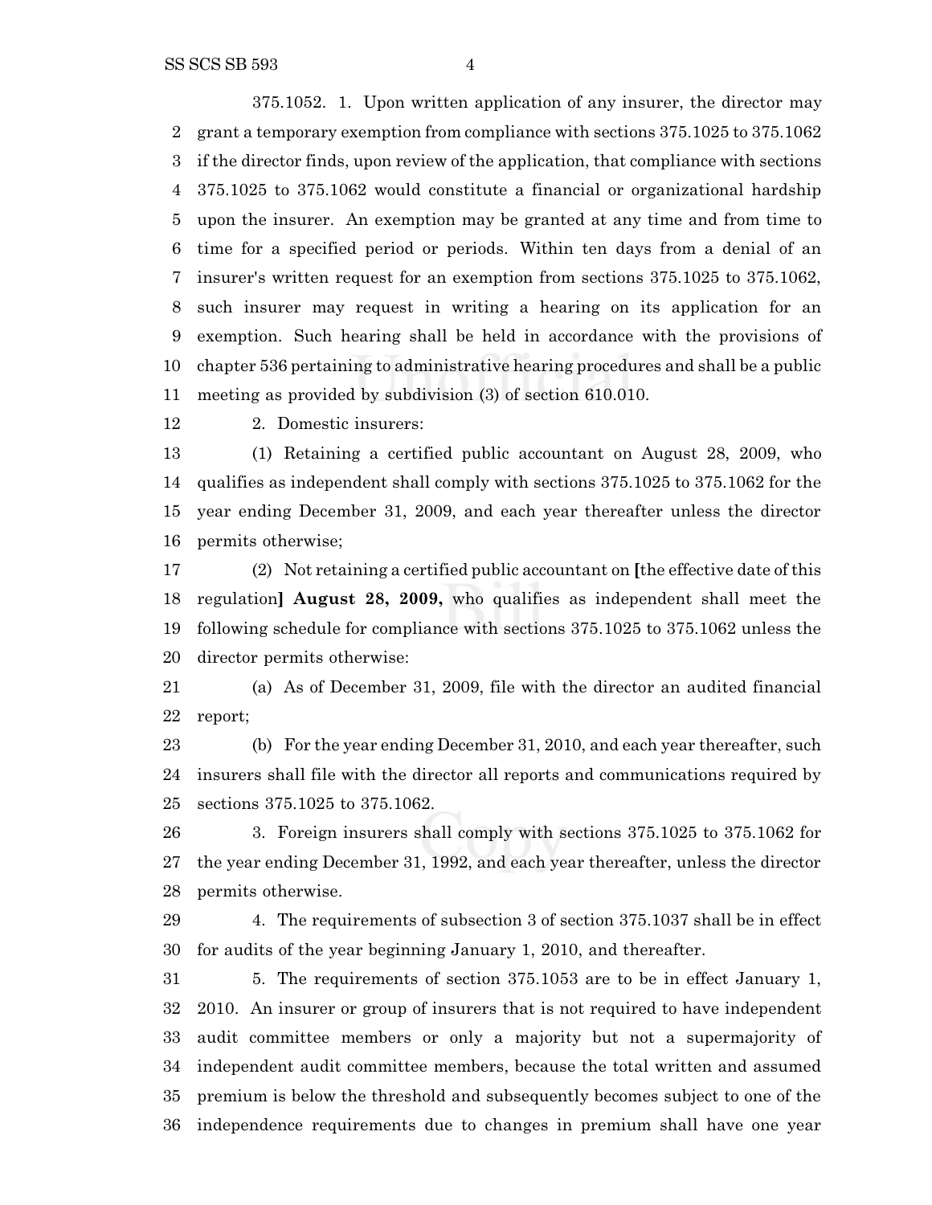375.1052. 1. Upon written application of any insurer, the director may grant a temporary exemption from compliance with sections 375.1025 to 375.1062 if the director finds, upon review of the application, that compliance with sections 375.1025 to 375.1062 would constitute a financial or organizational hardship upon the insurer. An exemption may be granted at any time and from time to time for a specified period or periods. Within ten days from a denial of an insurer's written request for an exemption from sections 375.1025 to 375.1062, such insurer may request in writing a hearing on its application for an exemption. Such hearing shall be held in accordance with the provisions of chapter 536 pertaining to administrative hearing procedures and shall be a public meeting as provided by subdivision (3) of section 610.010.

2. Domestic insurers:

(1) Retaining a certified public accountant on August 28, 2009, who qualifies as independent shall comply with sections 375.1025 to 375.1062 for the year ending December 31, 2009, and each year thereafter unless the director permits otherwise;

(2) Not retaining a certified public accountant on [the effective date of this regulation] **August 28, 2009,** who qualifies as independent shall meet the following schedule for compliance with sections 375.1025 to 375.1062 unless the director permits otherwise:

(a) As of December 31, 2009, file with the director an audited financial report;

(b) For the year ending December 31, 2010, and each year thereafter, such insurers shall file with the director all reports and communications required by sections 375.1025 to 375.1062.

3. Foreign insurers shall comply with sections 375.1025 to 375.1062 for the year ending December 31, 1992, and each year thereafter, unless the director permits otherwise.

4. The requirements of subsection 3 of section 375.1037 shall be in effect for audits of the year beginning January 1, 2010, and thereafter.

5. The requirements of section 375.1053 are to be in effect January 1, 2010. An insurer or group of insurers that is not required to have independent audit committee members or only a majority but not a supermajority of independent audit committee members, because the total written and assumed premium is below the threshold and subsequently becomes subject to one of the independence requirements due to changes in premium shall have one year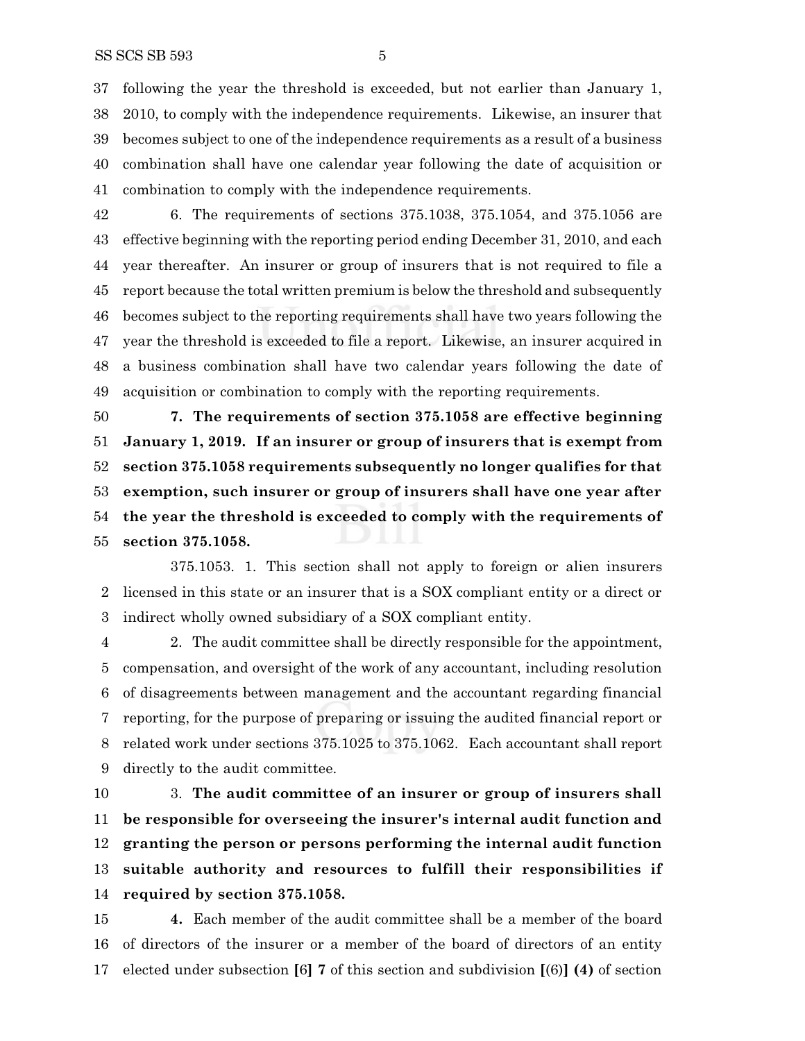following the year the threshold is exceeded, but not earlier than January 1, 2010, to comply with the independence requirements. Likewise, an insurer that becomes subject to one of the independence requirements as a result of a business combination shall have one calendar year following the date of acquisition or combination to comply with the independence requirements.

6. The requirements of sections 375.1038, 375.1054, and 375.1056 are effective beginning with the reporting period ending December 31, 2010, and each year thereafter. An insurer or group of insurers that is not required to file a report because the total written premium is below the threshold and subsequently becomes subject to the reporting requirements shall have two years following the year the threshold is exceeded to file a report. Likewise, an insurer acquired in a business combination shall have two calendar years following the date of acquisition or combination to comply with the reporting requirements.

**7. The requirements of section 375.1058 are effective beginning January 1, 2019. If an insurer or group of insurers that is exempt from section 375.1058 requirements subsequently no longer qualifies for that exemption, such insurer or group of insurers shall have one year after the year the threshold is exceeded to comply with the requirements of section 375.1058.**

375.1053. 1. This section shall not apply to foreign or alien insurers licensed in this state or an insurer that is a SOX compliant entity or a direct or indirect wholly owned subsidiary of a SOX compliant entity.

2. The audit committee shall be directly responsible for the appointment, compensation, and oversight of the work of any accountant, including resolution of disagreements between management and the accountant regarding financial reporting, for the purpose of preparing or issuing the audited financial report or related work under sections 375.1025 to 375.1062. Each accountant shall report directly to the audit committee.

3. **The audit committee of an insurer or group of insurers shall be responsible for overseeing the insurer's internal audit function and granting the person or persons performing the internal audit function suitable authority and resources to fulfill their responsibilities if required by section 375.1058.**

**4.** Each member of the audit committee shall be a member of the board of directors of the insurer or a member of the board of directors of an entity elected under subsection **[6] 7** of this section and subdivision **[**(6)**] (4)** of section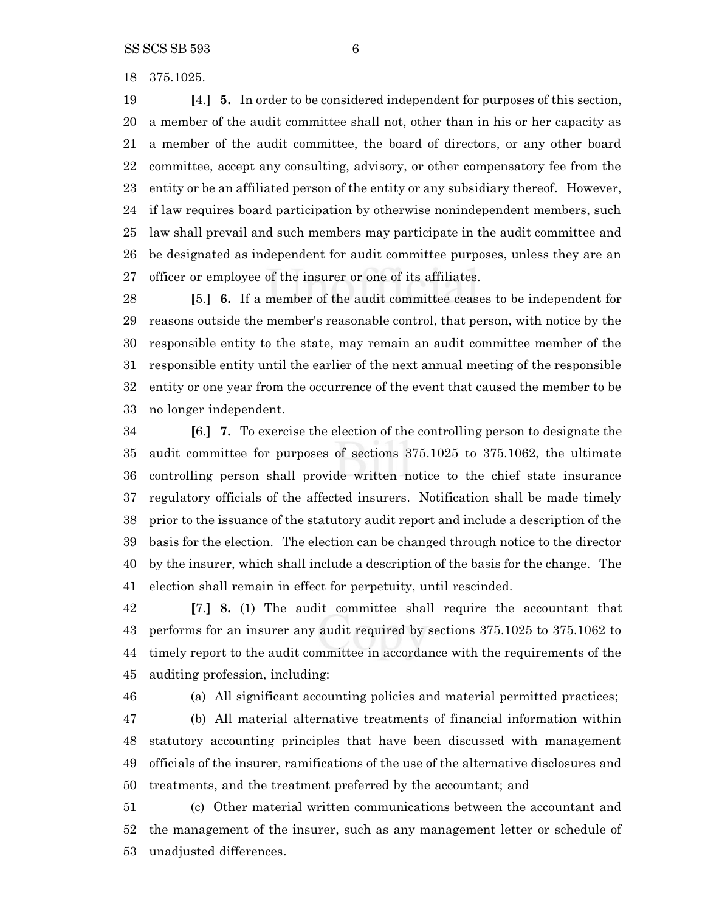375.1025.

**[**4.**]** **5.** In order to be considered independent for purposes of this section, a member of the audit committee shall not, other than in his or her capacity as a member of the audit committee, the board of directors, or any other board committee, accept any consulting, advisory, or other compensatory fee from the entity or be an affiliated person of the entity or any subsidiary thereof. However, if law requires board participation by otherwise nonindependent members, such law shall prevail and such members may participate in the audit committee and be designated as independent for audit committee purposes, unless they are an officer or employee of the insurer or one of its affiliates.

**[**5.**]** **6.** If a member of the audit committee ceases to be independent for reasons outside the member's reasonable control, that person, with notice by the responsible entity to the state, may remain an audit committee member of the responsible entity until the earlier of the next annual meeting of the responsible entity or one year from the occurrence of the event that caused the member to be no longer independent.

**[**6.**]** **7.** To exercise the election of the controlling person to designate the audit committee for purposes of sections 375.1025 to 375.1062, the ultimate controlling person shall provide written notice to the chief state insurance regulatory officials of the affected insurers. Notification shall be made timely prior to the issuance of the statutory audit report and include a description of the basis for the election. The election can be changed through notice to the director by the insurer, which shall include a description of the basis for the change. The election shall remain in effect for perpetuity, until rescinded.

**[**7.**]** **8.** (1) The audit committee shall require the accountant that performs for an insurer any audit required by sections 375.1025 to 375.1062 to timely report to the audit committee in accordance with the requirements of the auditing profession, including:

(a) All significant accounting policies and material permitted practices;

(b) All material alternative treatments of financial information within statutory accounting principles that have been discussed with management officials of the insurer, ramifications of the use of the alternative disclosures and treatments, and the treatment preferred by the accountant; and

(c) Other material written communications between the accountant and the management of the insurer, such as any management letter or schedule of unadjusted differences.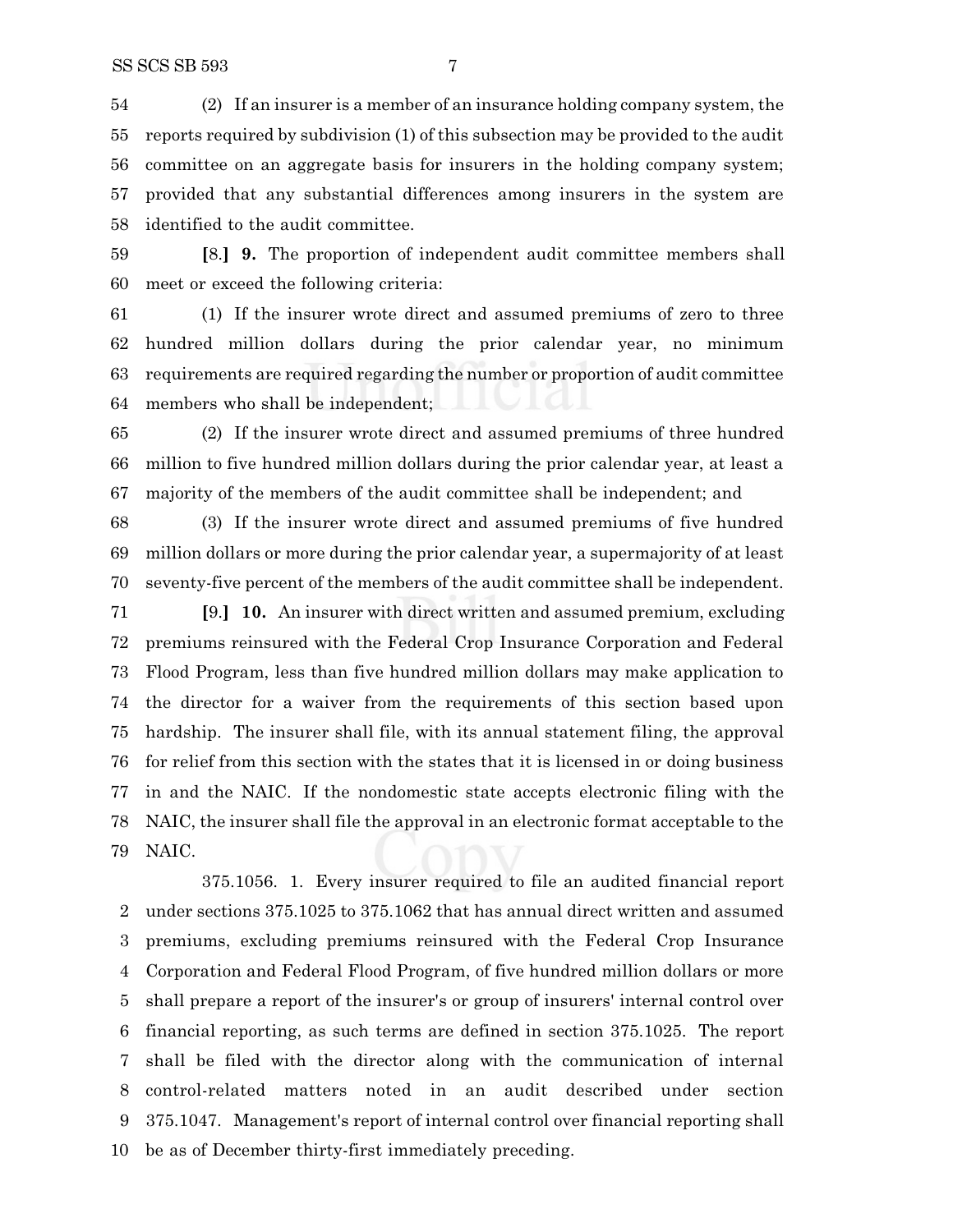(2) If an insurer is a member of an insurance holding company system, the reports required by subdivision (1) of this subsection may be provided to the audit committee on an aggregate basis for insurers in the holding company system; provided that any substantial differences among insurers in the system are identified to the audit committee.

**[**8.**]** **9.** The proportion of independent audit committee members shall meet or exceed the following criteria:

(1) If the insurer wrote direct and assumed premiums of zero to three hundred million dollars during the prior calendar year, no minimum requirements are required regarding the number or proportion of audit committee members who shall be independent;

(2) If the insurer wrote direct and assumed premiums of three hundred million to five hundred million dollars during the prior calendar year, at least a majority of the members of the audit committee shall be independent; and

(3) If the insurer wrote direct and assumed premiums of five hundred million dollars or more during the prior calendar year, a supermajority of at least seventy-five percent of the members of the audit committee shall be independent.

**[**9.**]** **10.** An insurer with direct written and assumed premium, excluding premiums reinsured with the Federal Crop Insurance Corporation and Federal Flood Program, less than five hundred million dollars may make application to the director for a waiver from the requirements of this section based upon hardship. The insurer shall file, with its annual statement filing, the approval for relief from this section with the states that it is licensed in or doing business in and the NAIC. If the nondomestic state accepts electronic filing with the NAIC, the insurer shall file the approval in an electronic format acceptable to the NAIC.

375.1056. 1. Every insurer required to file an audited financial report under sections 375.1025 to 375.1062 that has annual direct written and assumed premiums, excluding premiums reinsured with the Federal Crop Insurance Corporation and Federal Flood Program, of five hundred million dollars or more shall prepare a report of the insurer's or group of insurers' internal control over financial reporting, as such terms are defined in section 375.1025. The report shall be filed with the director along with the communication of internal control-related matters noted in an audit described under section 375.1047. Management's report of internal control over financial reporting shall be as of December thirty-first immediately preceding.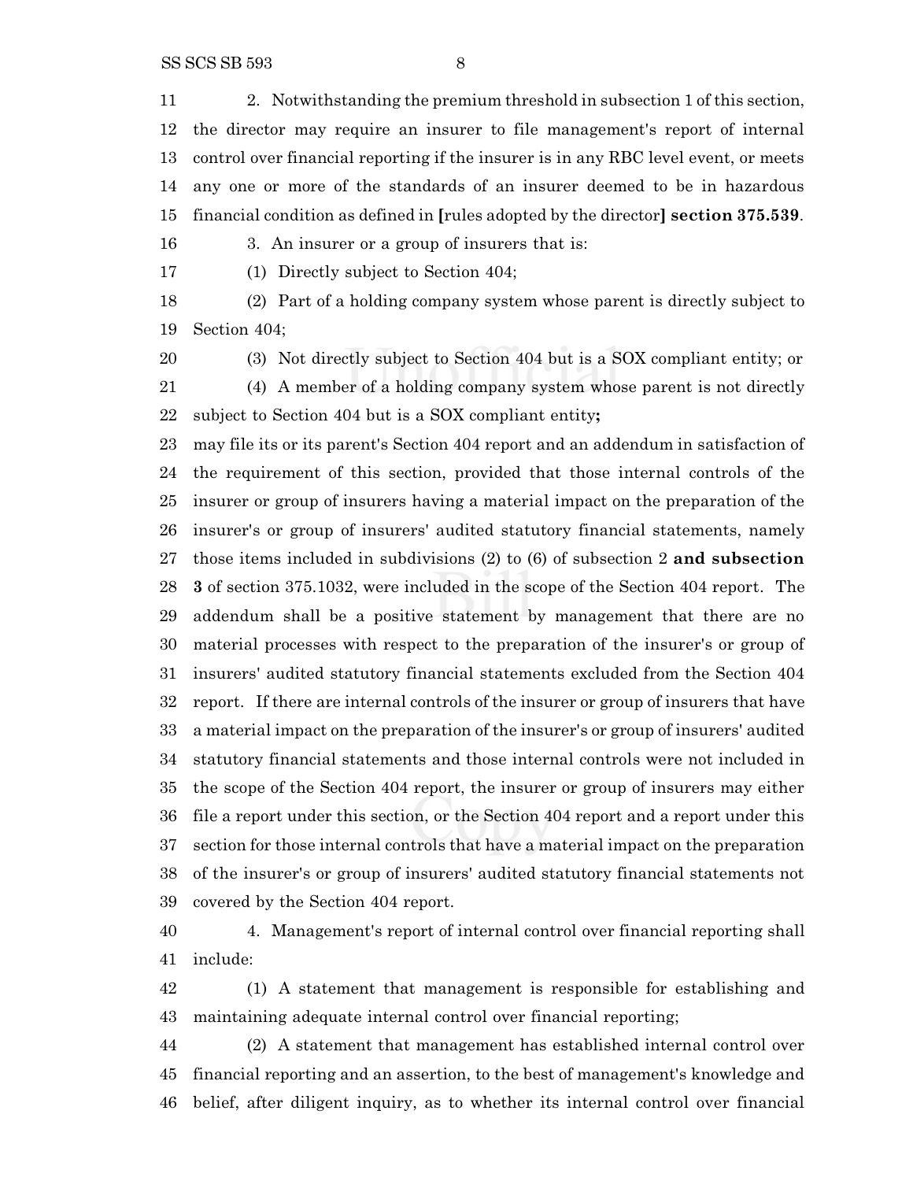2. Notwithstanding the premium threshold in subsection 1 of this section, the director may require an insurer to file management's report of internal control over financial reporting if the insurer is in any RBC level event, or meets any one or more of the standards of an insurer deemed to be in hazardous financial condition as defined in [rules adopted by the director] **section 375.539**.

3. An insurer or a group of insurers that is:

(1) Directly subject to Section 404;

(2) Part of a holding company system whose parent is directly subject to Section 404;

(3) Not directly subject to Section 404 but is a SOX compliant entity; or

(4) A member of a holding company system whose parent is not directly subject to Section 404 but is a SOX compliant entity**;**

may file its or its parent's Section 404 report and an addendum in satisfaction of the requirement of this section, provided that those internal controls of the insurer or group of insurers having a material impact on the preparation of the insurer's or group of insurers' audited statutory financial statements, namely those items included in subdivisions (2) to (6) of subsection 2 **and subsection 3** of section 375.1032, were included in the scope of the Section 404 report. The addendum shall be a positive statement by management that there are no material processes with respect to the preparation of the insurer's or group of insurers' audited statutory financial statements excluded from the Section 404 report. If there are internal controls of the insurer or group of insurers that have a material impact on the preparation of the insurer's or group of insurers' audited statutory financial statements and those internal controls were not included in the scope of the Section 404 report, the insurer or group of insurers may either file a report under this section, or the Section 404 report and a report under this section for those internal controls that have a material impact on the preparation of the insurer's or group of insurers' audited statutory financial statements not covered by the Section 404 report.

4. Management's report of internal control over financial reporting shall include:

(1) A statement that management is responsible for establishing and maintaining adequate internal control over financial reporting;

(2) A statement that management has established internal control over financial reporting and an assertion, to the best of management's knowledge and belief, after diligent inquiry, as to whether its internal control over financial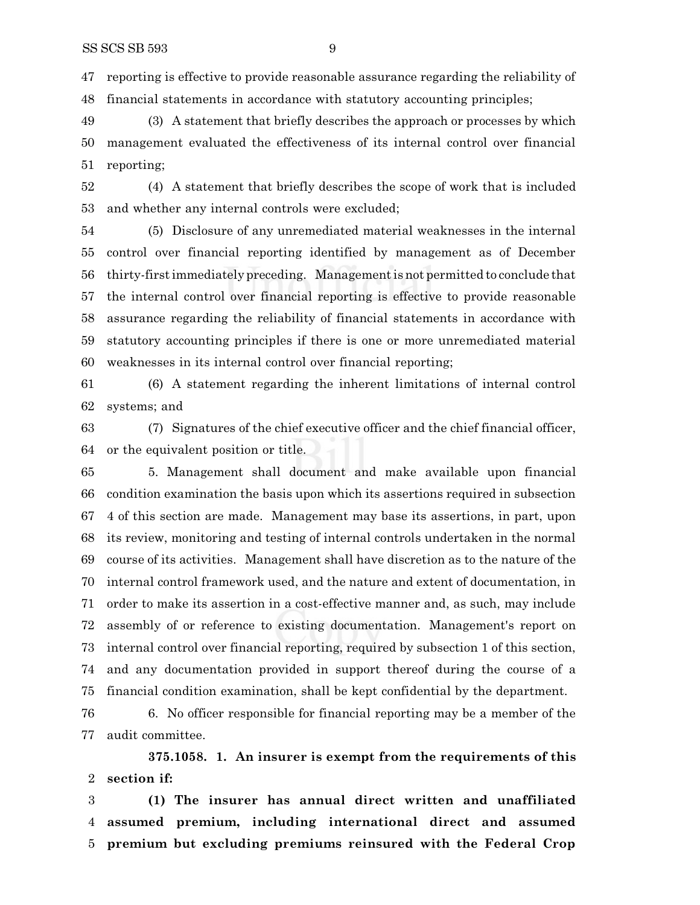reporting is effective to provide reasonable assurance regarding the reliability of financial statements in accordance with statutory accounting principles;

(3) A statement that briefly describes the approach or processes by which management evaluated the effectiveness of its internal control over financial reporting;

(4) A statement that briefly describes the scope of work that is included and whether any internal controls were excluded;

(5) Disclosure of any unremediated material weaknesses in the internal control over financial reporting identified by management as of December thirty-first immediately preceding. Management is not permitted to conclude that the internal control over financial reporting is effective to provide reasonable assurance regarding the reliability of financial statements in accordance with statutory accounting principles if there is one or more unremediated material weaknesses in its internal control over financial reporting;

(6) A statement regarding the inherent limitations of internal control systems; and

(7) Signatures of the chief executive officer and the chief financial officer, or the equivalent position or title.

5. Management shall document and make available upon financial condition examination the basis upon which its assertions required in subsection 4 of this section are made. Management may base its assertions, in part, upon its review, monitoring and testing of internal controls undertaken in the normal course of its activities. Management shall have discretion as to the nature of the internal control framework used, and the nature and extent of documentation, in order to make its assertion in a cost-effective manner and, as such, may include assembly of or reference to existing documentation. Management's report on internal control over financial reporting, required by subsection 1 of this section, and any documentation provided in support thereof during the course of a financial condition examination, shall be kept confidential by the department.

6. No officer responsible for financial reporting may be a member of the audit committee.

**375.1058. 1. An insurer is exempt from the requirements of this section if:**

**(1) The insurer has annual direct written and unaffiliated assumed premium, including international direct and assumed premium but excluding premiums reinsured with the Federal Crop**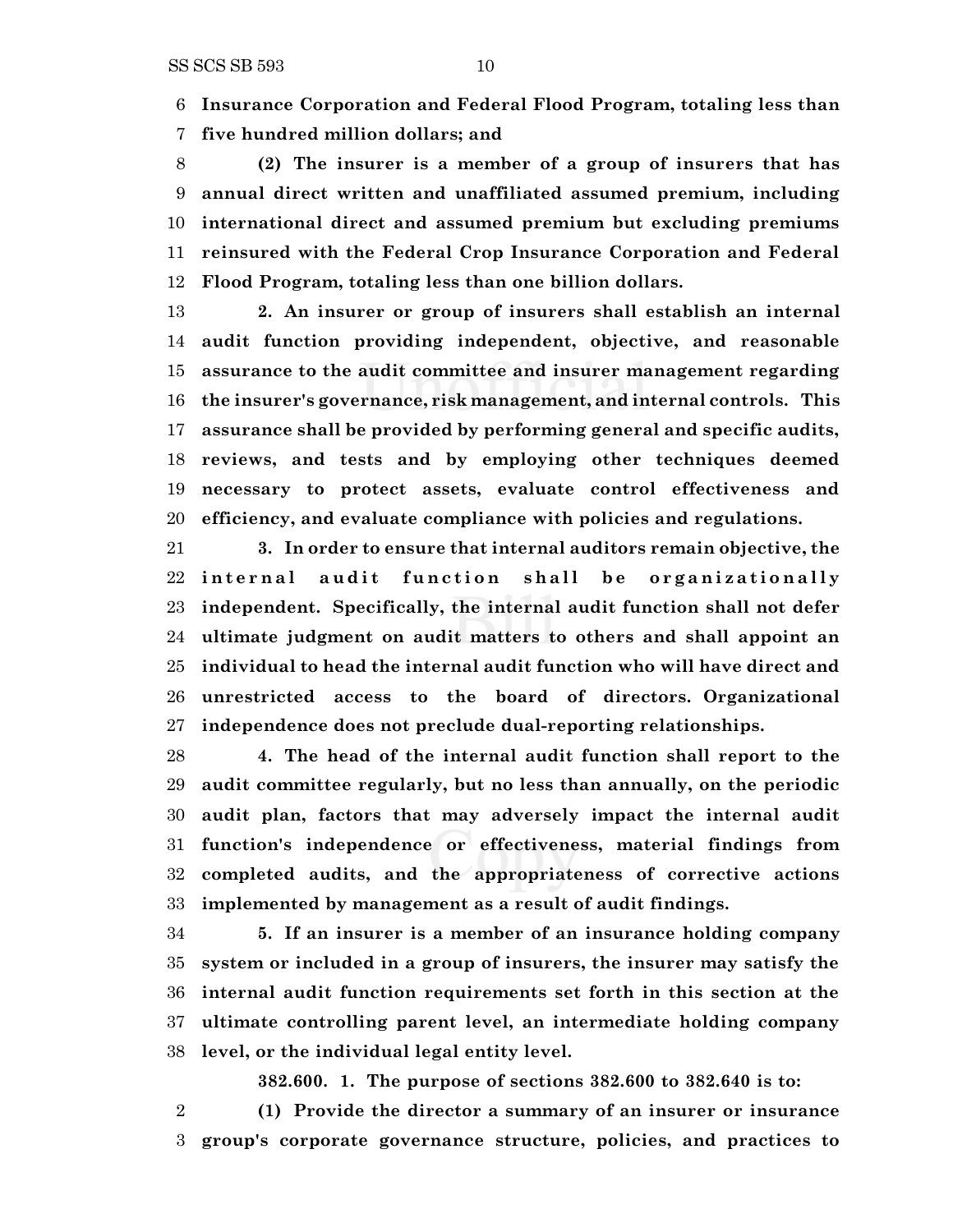**Insurance Corporation and Federal Flood Program, totaling less than five hundred million dollars; and**

**(2) The insurer is a member of a group of insurers that has annual direct written and unaffiliated assumed premium, including international direct and assumed premium but excluding premiums reinsured with the Federal Crop Insurance Corporation and Federal Flood Program, totaling less than one billion dollars.**

**2. An insurer or group of insurers shall establish an internal audit function providing independent, objective, and reasonable assurance to the audit committee and insurer management regarding the insurer's governance, risk management, and internal controls. This assurance shall be provided by performing general and specific audits, reviews, and tests and by employing other techniques deemed necessary to protect assets, evaluate control effectiveness and efficiency, and evaluate compliance with policies and regulations.**

**3. In order to ensure that internal auditors remain objective, the internal audit function shall be organizationally independent. Specifically, the internal audit function shall not defer ultimate judgment on audit matters to others and shall appoint an individual to head the internal audit function who will have direct and unrestricted access to the board of directors. Organizational independence does not preclude dual-reporting relationships.**

**4. The head of the internal audit function shall report to the audit committee regularly, but no less than annually, on the periodic audit plan, factors that may adversely impact the internal audit function's independence or effectiveness, material findings from completed audits, and the appropriateness of corrective actions implemented by management as a result of audit findings.**

**5. If an insurer is a member of an insurance holding company system or included in a group of insurers, the insurer may satisfy the internal audit function requirements set forth in this section at the ultimate controlling parent level, an intermediate holding company level, or the individual legal entity level.**

**382.600. 1. The purpose of sections 382.600 to 382.640 is to:**

**(1) Provide the director a summary of an insurer or insurance group's corporate governance structure, policies, and practices to**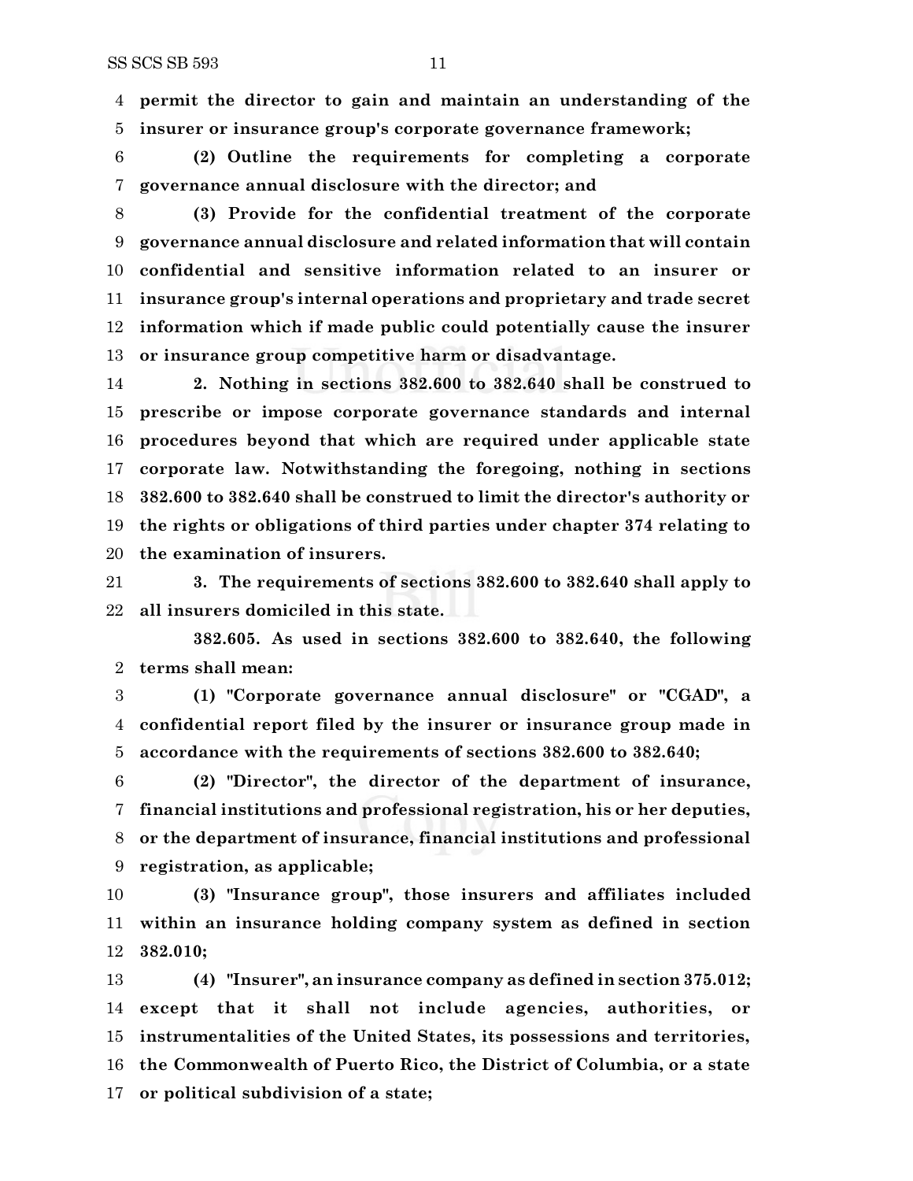**permit the director to gain and maintain an understanding of the insurer or insurance group's corporate governance framework;**

**(2) Outline the requirements for completing a corporate governance annual disclosure with the director; and**

**(3) Provide for the confidential treatment of the corporate governance annual disclosure and related information that will contain confidential and sensitive information related to an insurer or insurance group's internal operations and proprietary and trade secret information which if made public could potentially cause the insurer or insurance group competitive harm or disadvantage.**

**2. Nothing in sections 382.600 to 382.640 shall be construed to prescribe or impose corporate governance standards and internal procedures beyond that which are required under applicable state corporate law. Notwithstanding the foregoing, nothing in sections 382.600 to 382.640 shall be construed to limit the director's authority or the rights or obligations of third parties under chapter 374 relating to the examination of insurers.**

**3. The requirements of sections 382.600 to 382.640 shall apply to all insurers domiciled in this state.**

**382.605. As used in sections 382.600 to 382.640, the following terms shall mean:**

**(1) "Corporate governance annual disclosure" or "CGAD", a confidential report filed by the insurer or insurance group made in accordance with the requirements of sections 382.600 to 382.640;**

**(2) "Director", the director of the department of insurance, financial institutions and professional registration, his or her deputies, or the department of insurance, financial institutions and professional registration, as applicable;**

**(3) "Insurance group", those insurers and affiliates included within an insurance holding company system as defined in section 382.010;**

**(4) "Insurer", an insurance company as defined in section 375.012; except that it shall not include agencies, authorities, or instrumentalities of the United States, its possessions and territories, the Commonwealth of Puerto Rico, the District of Columbia, or a state or political subdivision of a state;**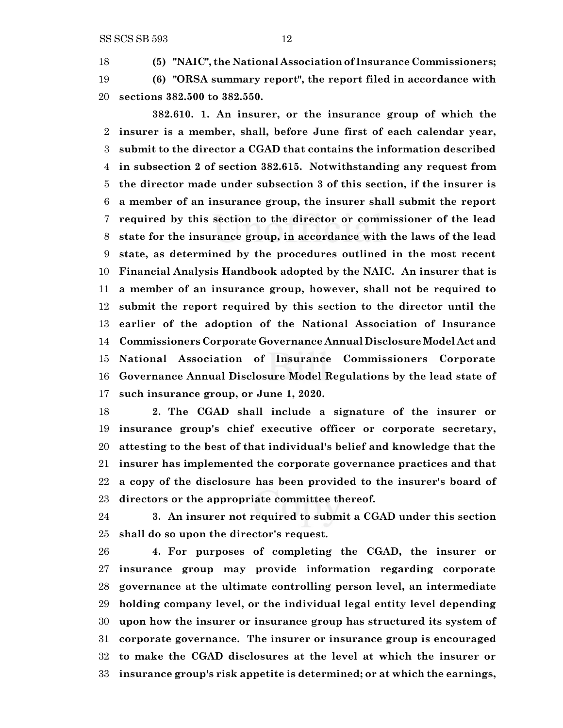**(5) "NAIC", the National Association of Insurance Commissioners;**

**(6) "ORSA summary report", the report filed in accordance with sections 382.500 to 382.550.**

**382.610. 1. An insurer, or the insurance group of which the insurer is a member, shall, before June first of each calendar year, submit to the director a CGAD that contains the information described in subsection 2 of section 382.615. Notwithstanding any request from the director made under subsection 3 of this section, if the insurer is a member of an insurance group, the insurer shall submit the report required by this section to the director or commissioner of the lead state for the insurance group, in accordance with the laws of the lead state, as determined by the procedures outlined in the most recent Financial Analysis Handbook adopted by the NAIC. An insurer that is a member of an insurance group, however, shall not be required to submit the report required by this section to the director until the earlier of the adoption of the National Association of Insurance Commissioners Corporate Governance Annual Disclosure Model Act and National Association of Insurance Commissioners Corporate Governance Annual Disclosure Model Regulations by the lead state of such insurance group, or June 1, 2020.**

**2. The CGAD shall include a signature of the insurer or insurance group's chief executive officer or corporate secretary, attesting to the best of that individual's belief and knowledge that the insurer has implemented the corporate governance practices and that a copy of the disclosure has been provided to the insurer's board of directors or the appropriate committee thereof.**

**3. An insurer not required to submit a CGAD under this section shall do so upon the director's request.**

**4. For purposes of completing the CGAD, the insurer or insurance group may provide information regarding corporate governance at the ultimate controlling person level, an intermediate holding company level, or the individual legal entity level depending upon how the insurer or insurance group has structured its system of corporate governance. The insurer or insurance group is encouraged to make the CGAD disclosures at the level at which the insurer or insurance group's risk appetite is determined; or at which the earnings,**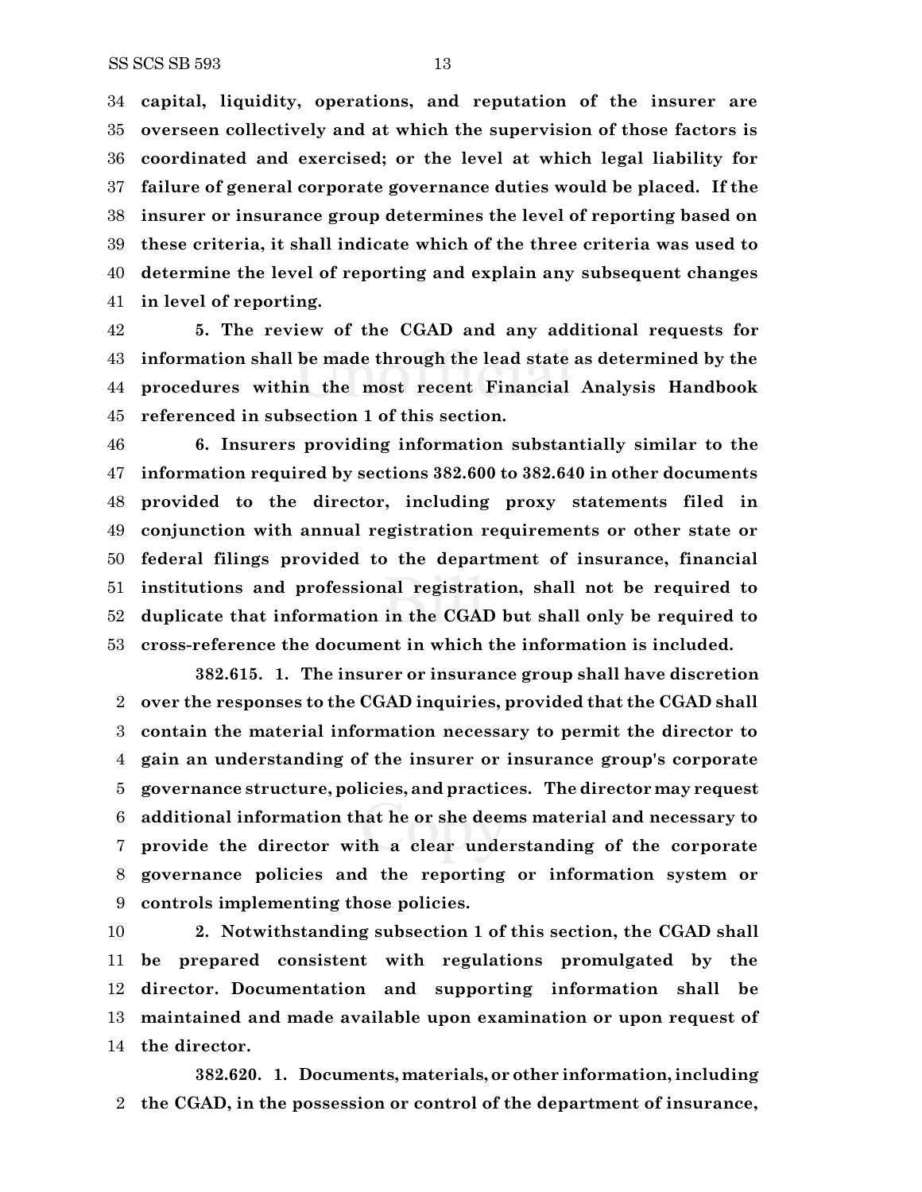**capital, liquidity, operations, and reputation of the insurer are overseen collectively and at which the supervision of those factors is coordinated and exercised; or the level at which legal liability for failure of general corporate governance duties would be placed. If the insurer or insurance group determines the level of reporting based on these criteria, it shall indicate which of the three criteria was used to determine the level of reporting and explain any subsequent changes in level of reporting.**

**5. The review of the CGAD and any additional requests for information shall be made through the lead state as determined by the procedures within the most recent Financial Analysis Handbook referenced in subsection 1 of this section.**

**6. Insurers providing information substantially similar to the information required by sections 382.600 to 382.640 in other documents provided to the director, including proxy statements filed in conjunction with annual registration requirements or other state or federal filings provided to the department of insurance, financial institutions and professional registration, shall not be required to duplicate that information in the CGAD but shall only be required to cross-reference the document in which the information is included.**

**382.615. 1. The insurer or insurance group shall have discretion over the responses to the CGAD inquiries, provided that the CGAD shall contain the material information necessary to permit the director to gain an understanding of the insurer or insurance group's corporate governance structure, policies, and practices. The director may request additional information that he or she deems material and necessary to provide the director with a clear understanding of the corporate governance policies and the reporting or information system or controls implementing those policies.**

**2. Notwithstanding subsection 1 of this section, the CGAD shall be prepared consistent with regulations promulgated by the director. Documentation and supporting information shall be maintained and made available upon examination or upon request of the director.**

**382.620. 1. Documents, materials, or other information, including the CGAD, in the possession or control of the department of insurance,**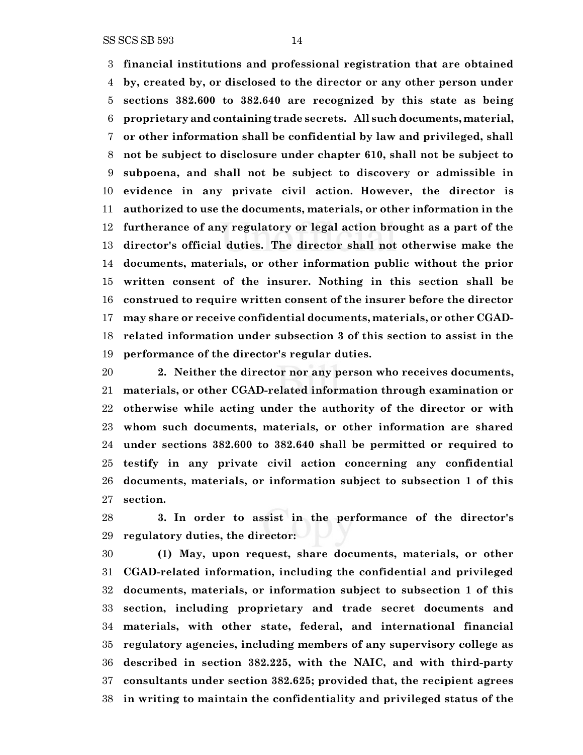**financial institutions and professional registration that are obtained by, created by, or disclosed to the director or any other person under sections 382.600 to 382.640 are recognized by this state as being proprietary and containing trade secrets. All such documents, material, or other information shall be confidential by law and privileged, shall not be subject to disclosure under chapter 610, shall not be subject to subpoena, and shall not be subject to discovery or admissible in evidence in any private civil action. However, the director is authorized to use the documents, materials, or other information in the furtherance of any regulatory or legal action brought as a part of the director's official duties. The director shall not otherwise make the documents, materials, or other information public without the prior written consent of the insurer. Nothing in this section shall be construed to require written consent of the insurer before the director may share or receive confidential documents, materials, or other CGAD-related information under subsection 3 of this section to assist in the performance of the director's regular duties.**

**2. Neither the director nor any person who receives documents, materials, or other CGAD-related information through examination or otherwise while acting under the authority of the director or with whom such documents, materials, or other information are shared under sections 382.600 to 382.640 shall be permitted or required to testify in any private civil action concerning any confidential documents, materials, or information subject to subsection 1 of this section.**

**3. In order to assist in the performance of the director's regulatory duties, the director:**

**(1) May, upon request, share documents, materials, or other CGAD-related information, including the confidential and privileged documents, materials, or information subject to subsection 1 of this section, including proprietary and trade secret documents and materials, with other state, federal, and international financial regulatory agencies, including members of any supervisory college as described in section 382.225, with the NAIC, and with third-party consultants under section 382.625; provided that, the recipient agrees in writing to maintain the confidentiality and privileged status of the**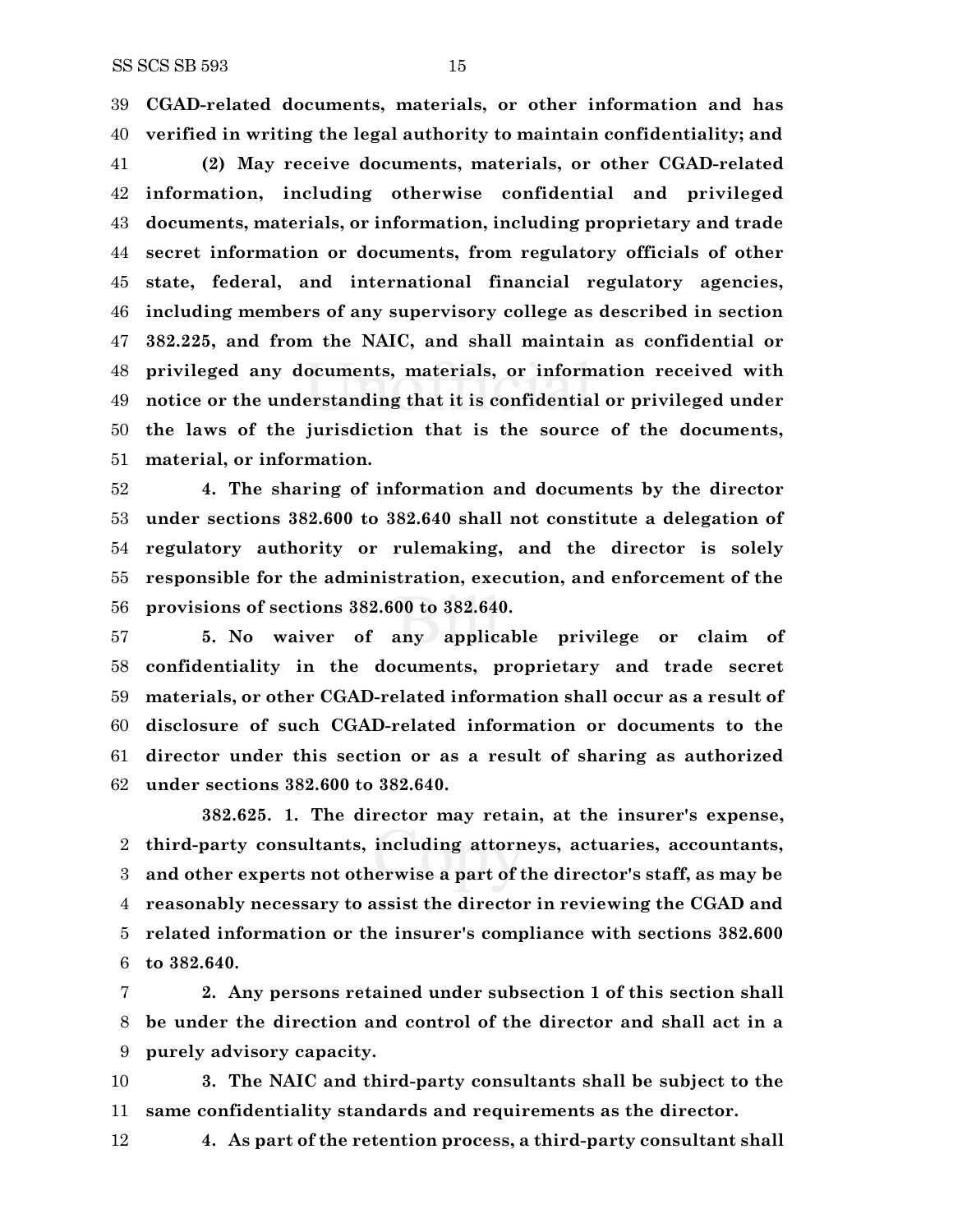**CGAD-related documents, materials, or other information and has verified in writing the legal authority to maintain confidentiality; and**

**(2) May receive documents, materials, or other CGAD-related information, including otherwise confidential and privileged documents, materials, or information, including proprietary and trade secret information or documents, from regulatory officials of other state, federal, and international financial regulatory agencies, including members of any supervisory college as described in section 382.225, and from the NAIC, and shall maintain as confidential or privileged any documents, materials, or information received with notice or the understanding that it is confidential or privileged under the laws of the jurisdiction that is the source of the documents, material, or information.**

**4. The sharing of information and documents by the director under sections 382.600 to 382.640 shall not constitute a delegation of regulatory authority or rulemaking, and the director is solely responsible for the administration, execution, and enforcement of the provisions of sections 382.600 to 382.640.**

**5. No waiver of any applicable privilege or claim of confidentiality in the documents, proprietary and trade secret materials, or other CGAD-related information shall occur as a result of disclosure of such CGAD-related information or documents to the director under this section or as a result of sharing as authorized under sections 382.600 to 382.640.**

**382.625. 1. The director may retain, at the insurer's expense, third-party consultants, including attorneys, actuaries, accountants, and other experts not otherwise a part of the director's staff, as may be reasonably necessary to assist the director in reviewing the CGAD and related information or the insurer's compliance with sections 382.600 to 382.640.**

**2. Any persons retained under subsection 1 of this section shall be under the direction and control of the director and shall act in a purely advisory capacity.**

**3. The NAIC and third-party consultants shall be subject to the same confidentiality standards and requirements as the director.**

**4. As part of the retention process, a third-party consultant shall**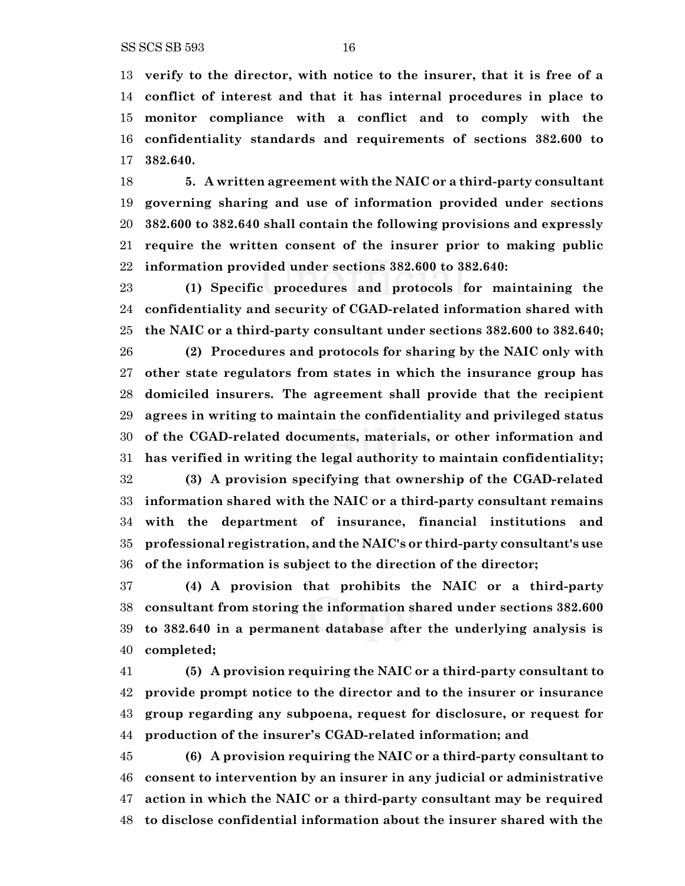**verify to the director, with notice to the insurer, that it is free of a conflict of interest and that it has internal procedures in place to monitor compliance with a conflict and to comply with the confidentiality standards and requirements of sections 382.600 to 382.640.**

**5. A written agreement with the NAIC or a third-party consultant governing sharing and use of information provided under sections 382.600 to 382.640 shall contain the following provisions and expressly require the written consent of the insurer prior to making public information provided under sections 382.600 to 382.640:**

**(1) Specific procedures and protocols for maintaining the confidentiality and security of CGAD-related information shared with the NAIC or a third-party consultant under sections 382.600 to 382.640;**

**(2) Procedures and protocols for sharing by the NAIC only with other state regulators from states in which the insurance group has domiciled insurers. The agreement shall provide that the recipient agrees in writing to maintain the confidentiality and privileged status of the CGAD-related documents, materials, or other information and has verified in writing the legal authority to maintain confidentiality;**

**(3) A provision specifying that ownership of the CGAD-related information shared with the NAIC or a third-party consultant remains with the department of insurance, financial institutions and professional registration, and the NAIC's or third-party consultant's use of the information is subject to the direction of the director;**

**(4) A provision that prohibits the NAIC or a third-party consultant from storing the information shared under sections 382.600 to 382.640 in a permanent database after the underlying analysis is completed;**

**(5) A provision requiring the NAIC or a third-party consultant to provide prompt notice to the director and to the insurer or insurance group regarding any subpoena, request for disclosure, or request for production of the insurer's CGAD-related information; and**

**(6) A provision requiring the NAIC or a third-party consultant to consent to intervention by an insurer in any judicial or administrative action in which the NAIC or a third-party consultant may be required to disclose confidential information about the insurer shared with the**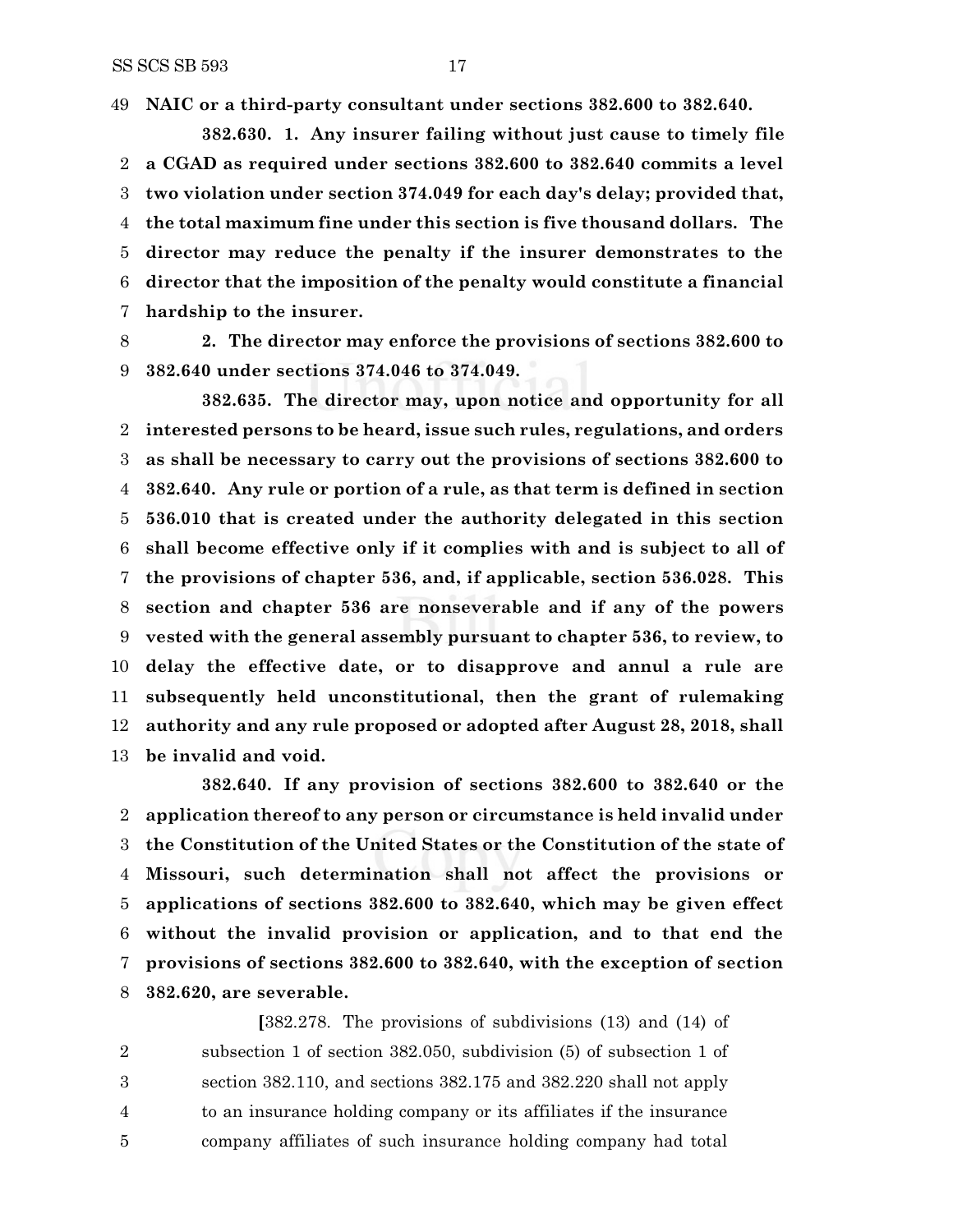**NAIC or a third-party consultant under sections 382.600 to 382.640.**

**382.630. 1. Any insurer failing without just cause to timely file a CGAD as required under sections 382.600 to 382.640 commits a level two violation under section 374.049 for each day's delay; provided that, the total maximum fine under this section is five thousand dollars. The director may reduce the penalty if the insurer demonstrates to the director that the imposition of the penalty would constitute a financial hardship to the insurer.**

**2. The director may enforce the provisions of sections 382.600 to 382.640 under sections 374.046 to 374.049.**

**382.635. The director may, upon notice and opportunity for all interested persons to be heard, issue such rules, regulations, and orders as shall be necessary to carry out the provisions of sections 382.600 to 382.640. Any rule or portion of a rule, as that term is defined in section 536.010 that is created under the authority delegated in this section shall become effective only if it complies with and is subject to all of the provisions of chapter 536, and, if applicable, section 536.028. This section and chapter 536 are nonseverable and if any of the powers vested with the general assembly pursuant to chapter 536, to review, to delay the effective date, or to disapprove and annul a rule are subsequently held unconstitutional, then the grant of rulemaking authority and any rule proposed or adopted after August 28, 2018, shall be invalid and void.**

**382.640. If any provision of sections 382.600 to 382.640 or the application thereof to any person or circumstance is held invalid under the Constitution of the United States or the Constitution of the state of Missouri, such determination shall not affect the provisions or applications of sections 382.600 to 382.640, which may be given effect without the invalid provision or application, and to that end the provisions of sections 382.600 to 382.640, with the exception of section 382.620, are severable.**

**[**382.278. The provisions of subdivisions (13) and (14) of subsection 1 of section 382.050, subdivision (5) of subsection 1 of section 382.110, and sections 382.175 and 382.220 shall not apply to an insurance holding company or its affiliates if the insurance company affiliates of such insurance holding company had total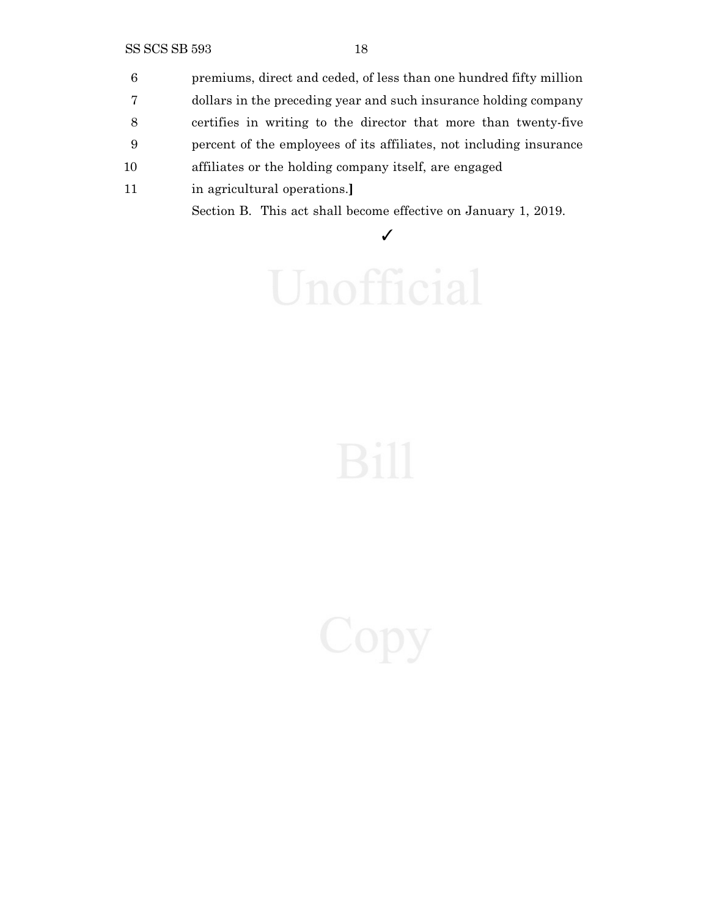6 premiums, direct and ceded, of less than one hundred fifty million
7 dollars in the preceding year and such insurance holding company
8 certifies in writing to the director that more than twenty-five
9 percent of the employees of its affiliates, not including insurance
10 affiliates or the holding company itself, are engaged
11 in agricultural operations.**]**

Section B. This act shall become effective on January 1, 2019.

✓